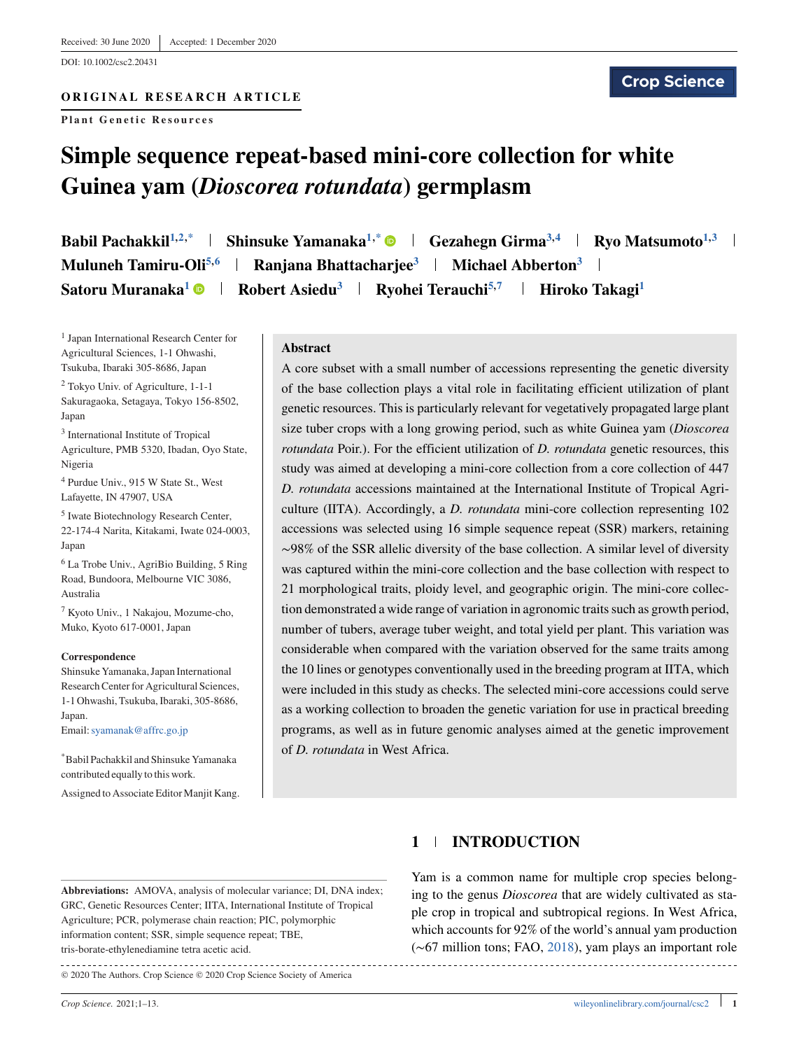Received: 30 June 2020 | Accepted: 1 December 2020

DOI: 10.1002/csc2.20431

**ORIGINAL RESEARCH ARTICLE**

**Plant Genetic Resources**

Crop Science

# Simple sequence repeat-based mini-core collection for white Guinea yam (*Dioscorea rotundata*) germplasm

**Babil Pachakkil**[1,2,*] | **Shinsuke Yamanaka**[1,*] | **Gezahegn Girma**[3,4] | **Ryo Matsumoto**[1,3] | **Muluneh Tamiru-Oli**[5,6] | **Ranjana Bhattacharjee**[3] | **Michael Abberton**[3] | **Satoru Muranaka**[1] | **Robert Asiedu**[3] | **Ryohei Terauchi**[5,7] | **Hiroko Takagi**[1]

[1] Japan International Research Center for Agricultural Sciences, 1-1 Ohwashi, Tsukuba, Ibaraki 305-8686, Japan

[2] Tokyo Univ. of Agriculture, 1-1-1 Sakuragaoka, Setagaya, Tokyo 156-8502, Japan

[3] International Institute of Tropical Agriculture, PMB 5320, Ibadan, Oyo State, Nigeria

[4] Purdue Univ., 915 W State St., West Lafayette, IN 47907, USA

[5] Iwate Biotechnology Research Center, 22-174-4 Narita, Kitakami, Iwate 024-0003, Japan

[6] La Trobe Univ., AgriBio Building, 5 Ring Road, Bundoora, Melbourne VIC 3086, Australia

[7] Kyoto Univ., 1 Nakajou, Mozume-cho, Muko, Kyoto 617-0001, Japan

**Correspondence**

Shinsuke Yamanaka, Japan International Research Center for Agricultural Sciences, 1-1 Ohwashi, Tsukuba, Ibaraki, 305-8686, Japan.

Email: syamanak@affrc.go.jp

[*] Babil Pachakkil and Shinsuke Yamanaka contributed equally to this work.

Assigned to Associate Editor Manjit Kang.

## Abstract

A core subset with a small number of accessions representing the genetic diversity of the base collection plays a vital role in facilitating efficient utilization of plant genetic resources. This is particularly relevant for vegetatively propagated large plant size tuber crops with a long growing period, such as white Guinea yam (*Dioscorea rotundata* Poir.). For the efficient utilization of *D. rotundata* genetic resources, this study was aimed at developing a mini-core collection from a core collection of 447 *D. rotundata* accessions maintained at the International Institute of Tropical Agriculture (IITA). Accordingly, a *D. rotundata* mini-core collection representing 102 accessions was selected using 16 simple sequence repeat (SSR) markers, retaining ∼98% of the SSR allelic diversity of the base collection. A similar level of diversity was captured within the mini-core collection and the base collection with respect to 21 morphological traits, ploidy level, and geographic origin. The mini-core collection demonstrated a wide range of variation in agronomic traits such as growth period, number of tubers, average tuber weight, and total yield per plant. This variation was considerable when compared with the variation observed for the same traits among the 10 lines or genotypes conventionally used in the breeding program at IITA, which were included in this study as checks. The selected mini-core accessions could serve as a working collection to broaden the genetic variation for use in practical breeding programs, as well as in future genomic analyses aimed at the genetic improvement of *D. rotundata* in West Africa.

**Abbreviations:** AMOVA, analysis of molecular variance; DI, DNA index; GRC, Genetic Resources Center; IITA, International Institute of Tropical Agriculture; PCR, polymerase chain reaction; PIC, polymorphic information content; SSR, simple sequence repeat; TBE, tris-borate-ethylenediamine tetra acetic acid.

## 1 | INTRODUCTION

Yam is a common name for multiple crop species belonging to the genus *Dioscorea* that are widely cultivated as staple crop in tropical and subtropical regions. In West Africa, which accounts for 92% of the world's annual yam production (∼67 million tons; FAO, 2018), yam plays an important role

© 2020 The Authors. Crop Science © 2020 Crop Science Society of America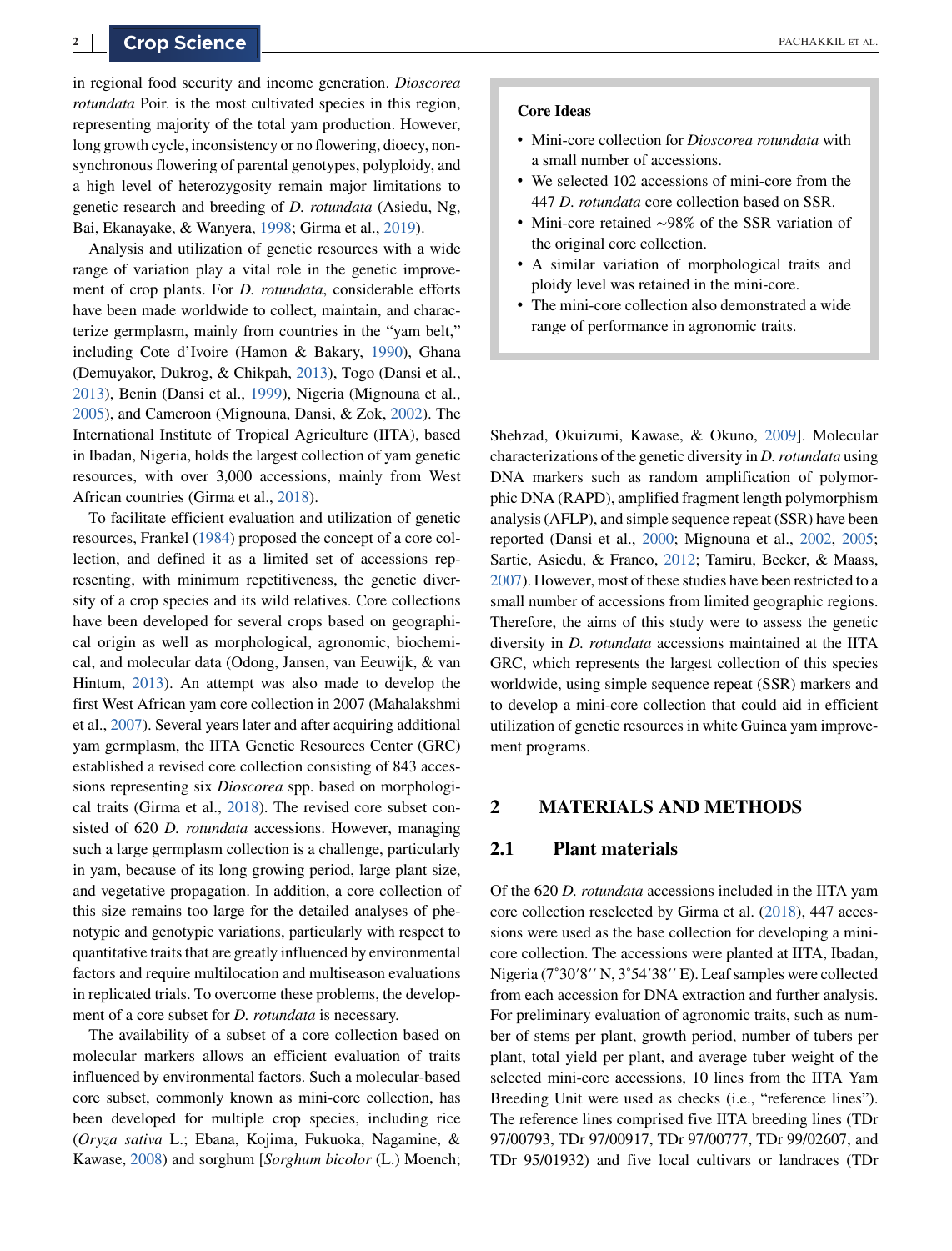in regional food security and income generation. *Dioscorea rotundata* Poir. is the most cultivated species in this region, representing majority of the total yam production. However, long growth cycle, inconsistency or no flowering, dioecy, nonsynchronous flowering of parental genotypes, polyploidy, and a high level of heterozygosity remain major limitations to genetic research and breeding of *D. rotundata* (Asiedu, Ng, Bai, Ekanayake, & Wanyera, 1998; Girma et al., 2019).

Analysis and utilization of genetic resources with a wide range of variation play a vital role in the genetic improvement of crop plants. For *D. rotundata*, considerable efforts have been made worldwide to collect, maintain, and characterize germplasm, mainly from countries in the "yam belt," including Cote d'Ivoire (Hamon & Bakary, 1990), Ghana (Demuyakor, Dukrog, & Chikpah, 2013), Togo (Dansi et al., 2013), Benin (Dansi et al., 1999), Nigeria (Mignouna et al., 2005), and Cameroon (Mignouna, Dansi, & Zok, 2002). The International Institute of Tropical Agriculture (IITA), based in Ibadan, Nigeria, holds the largest collection of yam genetic resources, with over 3,000 accessions, mainly from West African countries (Girma et al., 2018).

To facilitate efficient evaluation and utilization of genetic resources, Frankel (1984) proposed the concept of a core collection, and defined it as a limited set of accessions representing, with minimum repetitiveness, the genetic diversity of a crop species and its wild relatives. Core collections have been developed for several crops based on geographical origin as well as morphological, agronomic, biochemical, and molecular data (Odong, Jansen, van Eeuwijk, & van Hintum, 2013). An attempt was also made to develop the first West African yam core collection in 2007 (Mahalakshmi et al., 2007). Several years later and after acquiring additional yam germplasm, the IITA Genetic Resources Center (GRC) established a revised core collection consisting of 843 accessions representing six *Dioscorea* spp. based on morphological traits (Girma et al., 2018). The revised core subset consisted of 620 *D. rotundata* accessions. However, managing such a large germplasm collection is a challenge, particularly in yam, because of its long growing period, large plant size, and vegetative propagation. In addition, a core collection of this size remains too large for the detailed analyses of phenotypic and genotypic variations, particularly with respect to quantitative traits that are greatly influenced by environmental factors and require multilocation and multiseason evaluations in replicated trials. To overcome these problems, the development of a core subset for *D. rotundata* is necessary.

The availability of a subset of a core collection based on molecular markers allows an efficient evaluation of traits influenced by environmental factors. Such a molecular-based core subset, commonly known as mini-core collection, has been developed for multiple crop species, including rice (*Oryza sativa* L.; Ebana, Kojima, Fukuoka, Nagamine, & Kawase, 2008) and sorghum [*Sorghum bicolor* (L.) Moench; Shehzad, Okuizumi, Kawase, & Okuno, 2009]. Molecular characterizations of the genetic diversity in *D. rotundata* using DNA markers such as random amplification of polymorphic DNA (RAPD), amplified fragment length polymorphism analysis (AFLP), and simple sequence repeat (SSR) have been reported (Dansi et al., 2000; Mignouna et al., 2002, 2005; Sartie, Asiedu, & Franco, 2012; Tamiru, Becker, & Maass, 2007). However, most of these studies have been restricted to a small number of accessions from limited geographic regions. Therefore, the aims of this study were to assess the genetic diversity in *D. rotundata* accessions maintained at the IITA GRC, which represents the largest collection of this species worldwide, using simple sequence repeat (SSR) markers and to develop a mini-core collection that could aid in efficient utilization of genetic resources in white Guinea yam improvement programs.

> **Core Ideas**
>
> - Mini-core collection for *Dioscorea rotundata* with a small number of accessions.
> - We selected 102 accessions of mini-core from the 447 *D. rotundata* core collection based on SSR.
> - Mini-core retained ∼98% of the SSR variation of the original core collection.
> - A similar variation of morphological traits and ploidy level was retained in the mini-core.
> - The mini-core collection also demonstrated a wide range of performance in agronomic traits.

## 2 | MATERIALS AND METHODS

### 2.1 | Plant materials

Of the 620 *D. rotundata* accessions included in the IITA yam core collection reselected by Girma et al. (2018), 447 accessions were used as the base collection for developing a mini-core collection. The accessions were planted at IITA, Ibadan, Nigeria (7˚30′8′′ N, 3˚54′38′′ E). Leaf samples were collected from each accession for DNA extraction and further analysis. For preliminary evaluation of agronomic traits, such as number of stems per plant, growth period, number of tubers per plant, total yield per plant, and average tuber weight of the selected mini-core accessions, 10 lines from the IITA Yam Breeding Unit were used as checks (i.e., "reference lines"). The reference lines comprised five IITA breeding lines (TDr 97/00793, TDr 97/00917, TDr 97/00777, TDr 99/02607, and TDr 95/01932) and five local cultivars or landraces (TDr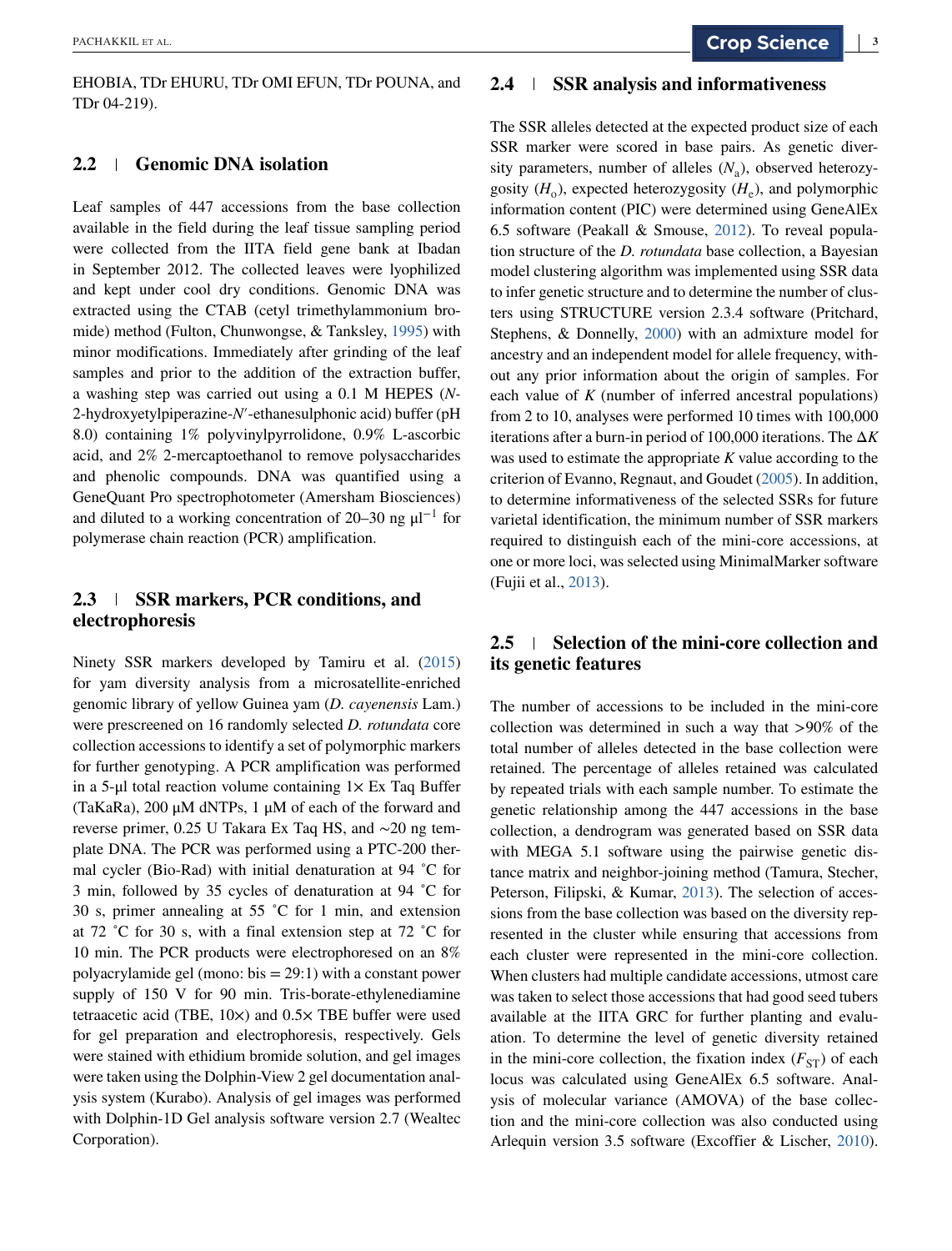EHOBIA, TDr EHURU, TDr OMI EFUN, TDr POUNA, and TDr 04-219).

## 2.2 | Genomic DNA isolation

Leaf samples of 447 accessions from the base collection available in the field during the leaf tissue sampling period were collected from the IITA field gene bank at Ibadan in September 2012. The collected leaves were lyophilized and kept under cool dry conditions. Genomic DNA was extracted using the CTAB (cetyl trimethylammonium bromide) method (Fulton, Chunwongse, & Tanksley, 1995) with minor modifications. Immediately after grinding of the leaf samples and prior to the addition of the extraction buffer, a washing step was carried out using a 0.1 M HEPES (*N*-2-hydroxyetylpiperazine-*N*′-ethanesulphonic acid) buffer (pH 8.0) containing 1% polyvinylpyrrolidone, 0.9% L-ascorbic acid, and 2% 2-mercaptoethanol to remove polysaccharides and phenolic compounds. DNA was quantified using a GeneQuant Pro spectrophotometer (Amersham Biosciences) and diluted to a working concentration of 20–30 ng µl$^{-1}$ for polymerase chain reaction (PCR) amplification.

## 2.3 | SSR markers, PCR conditions, and electrophoresis

Ninety SSR markers developed by Tamiru et al. (2015) for yam diversity analysis from a microsatellite-enriched genomic library of yellow Guinea yam (*D. cayenensis* Lam.) were prescreened on 16 randomly selected *D. rotundata* core collection accessions to identify a set of polymorphic markers for further genotyping. A PCR amplification was performed in a 5-µl total reaction volume containing 1× Ex Taq Buffer (TaKaRa), 200 µM dNTPs, 1 µM of each of the forward and reverse primer, 0.25 U Takara Ex Taq HS, and ∼20 ng template DNA. The PCR was performed using a PTC-200 thermal cycler (Bio-Rad) with initial denaturation at 94 ˚C for 3 min, followed by 35 cycles of denaturation at 94 ˚C for 30 s, primer annealing at 55 ˚C for 1 min, and extension at 72 ˚C for 30 s, with a final extension step at 72 ˚C for 10 min. The PCR products were electrophoresed on an 8% polyacrylamide gel (mono: bis = 29:1) with a constant power supply of 150 V for 90 min. Tris-borate-ethylenediamine tetraacetic acid (TBE, 10×) and 0.5× TBE buffer were used for gel preparation and electrophoresis, respectively. Gels were stained with ethidium bromide solution, and gel images were taken using the Dolphin-View 2 gel documentation analysis system (Kurabo). Analysis of gel images was performed with Dolphin-1D Gel analysis software version 2.7 (Wealtec Corporation).

## 2.4 | SSR analysis and informativeness

The SSR alleles detected at the expected product size of each SSR marker were scored in base pairs. As genetic diversity parameters, number of alleles ($N_a$), observed heterozygosity ($H_o$), expected heterozygosity ($H_e$), and polymorphic information content (PIC) were determined using GeneAlEx 6.5 software (Peakall & Smouse, 2012). To reveal population structure of the *D. rotundata* base collection, a Bayesian model clustering algorithm was implemented using SSR data to infer genetic structure and to determine the number of clusters using STRUCTURE version 2.3.4 software (Pritchard, Stephens, & Donnelly, 2000) with an admixture model for ancestry and an independent model for allele frequency, without any prior information about the origin of samples. For each value of *K* (number of inferred ancestral populations) from 2 to 10, analyses were performed 10 times with 100,000 iterations after a burn-in period of 100,000 iterations. The Δ*K* was used to estimate the appropriate *K* value according to the criterion of Evanno, Regnaut, and Goudet (2005). In addition, to determine informativeness of the selected SSRs for future varietal identification, the minimum number of SSR markers required to distinguish each of the mini-core accessions, at one or more loci, was selected using MinimalMarker software (Fujii et al., 2013).

## 2.5 | Selection of the mini-core collection and its genetic features

The number of accessions to be included in the mini-core collection was determined in such a way that >90% of the total number of alleles detected in the base collection were retained. The percentage of alleles retained was calculated by repeated trials with each sample number. To estimate the genetic relationship among the 447 accessions in the base collection, a dendrogram was generated based on SSR data with MEGA 5.1 software using the pairwise genetic distance matrix and neighbor-joining method (Tamura, Stecher, Peterson, Filipski, & Kumar, 2013). The selection of accessions from the base collection was based on the diversity represented in the cluster while ensuring that accessions from each cluster were represented in the mini-core collection. When clusters had multiple candidate accessions, utmost care was taken to select those accessions that had good seed tubers available at the IITA GRC for further planting and evaluation. To determine the level of genetic diversity retained in the mini-core collection, the fixation index ($F_{ST}$) of each locus was calculated using GeneAlEx 6.5 software. Analysis of molecular variance (AMOVA) of the base collection and the mini-core collection was also conducted using Arlequin version 3.5 software (Excoffier & Lischer, 2010).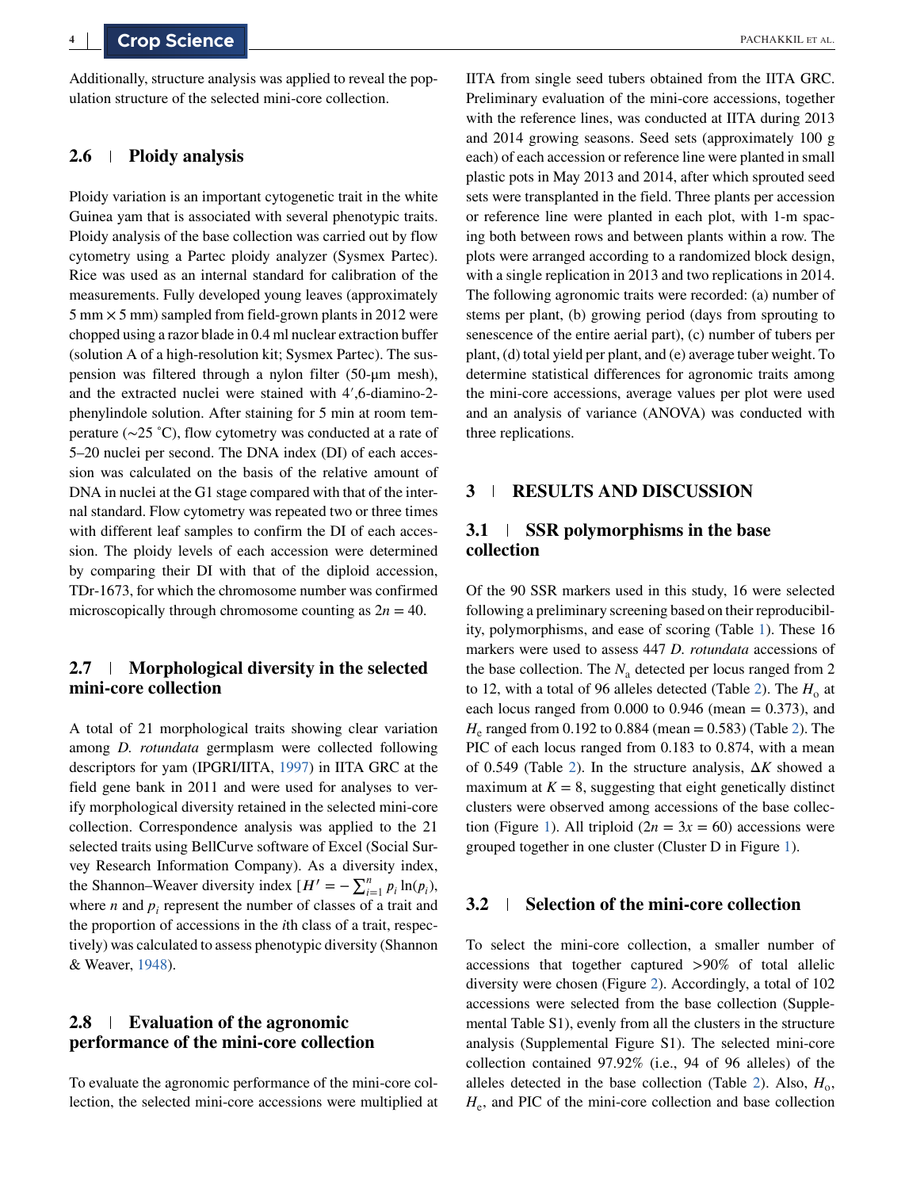Additionally, structure analysis was applied to reveal the population structure of the selected mini-core collection.

## 2.6 | Ploidy analysis

Ploidy variation is an important cytogenetic trait in the white Guinea yam that is associated with several phenotypic traits. Ploidy analysis of the base collection was carried out by flow cytometry using a Partec ploidy analyzer (Sysmex Partec). Rice was used as an internal standard for calibration of the measurements. Fully developed young leaves (approximately 5 mm × 5 mm) sampled from field-grown plants in 2012 were chopped using a razor blade in 0.4 ml nuclear extraction buffer (solution A of a high-resolution kit; Sysmex Partec). The suspension was filtered through a nylon filter (50-μm mesh), and the extracted nuclei were stained with 4′,6-diamino-2-phenylindole solution. After staining for 5 min at room temperature (∼25 ˚C), flow cytometry was conducted at a rate of 5–20 nuclei per second. The DNA index (DI) of each accession was calculated on the basis of the relative amount of DNA in nuclei at the G1 stage compared with that of the internal standard. Flow cytometry was repeated two or three times with different leaf samples to confirm the DI of each accession. The ploidy levels of each accession were determined by comparing their DI with that of the diploid accession, TDr-1673, for which the chromosome number was confirmed microscopically through chromosome counting as $2n = 40$.

## 2.7 | Morphological diversity in the selected mini-core collection

A total of 21 morphological traits showing clear variation among *D. rotundata* germplasm were collected following descriptors for yam (IPGRI/IITA, 1997) in IITA GRC at the field gene bank in 2011 and were used for analyses to verify morphological diversity retained in the selected mini-core collection. Correspondence analysis was applied to the 21 selected traits using BellCurve software of Excel (Social Survey Research Information Company). As a diversity index, the Shannon–Weaver diversity index [$H' = -\sum_{i=1}^{n} p_i \ln(p_i)$, where $n$ and $p_i$ represent the number of classes of a trait and the proportion of accessions in the $i$th class of a trait, respectively) was calculated to assess phenotypic diversity (Shannon & Weaver, 1948).

## 2.8 | Evaluation of the agronomic performance of the mini-core collection

To evaluate the agronomic performance of the mini-core collection, the selected mini-core accessions were multiplied at IITA from single seed tubers obtained from the IITA GRC. Preliminary evaluation of the mini-core accessions, together with the reference lines, was conducted at IITA during 2013 and 2014 growing seasons. Seed sets (approximately 100 g each) of each accession or reference line were planted in small plastic pots in May 2013 and 2014, after which sprouted seed sets were transplanted in the field. Three plants per accession or reference line were planted in each plot, with 1-m spacing both between rows and between plants within a row. The plots were arranged according to a randomized block design, with a single replication in 2013 and two replications in 2014. The following agronomic traits were recorded: (a) number of stems per plant, (b) growing period (days from sprouting to senescence of the entire aerial part), (c) number of tubers per plant, (d) total yield per plant, and (e) average tuber weight. To determine statistical differences for agronomic traits among the mini-core accessions, average values per plot were used and an analysis of variance (ANOVA) was conducted with three replications.

# 3 | RESULTS AND DISCUSSION

## 3.1 | SSR polymorphisms in the base collection

Of the 90 SSR markers used in this study, 16 were selected following a preliminary screening based on their reproducibility, polymorphisms, and ease of scoring (Table 1). These 16 markers were used to assess 447 *D. rotundata* accessions of the base collection. The $N_a$ detected per locus ranged from 2 to 12, with a total of 96 alleles detected (Table 2). The $H_o$ at each locus ranged from 0.000 to 0.946 (mean = 0.373), and $H_e$ ranged from 0.192 to 0.884 (mean = 0.583) (Table 2). The PIC of each locus ranged from 0.183 to 0.874, with a mean of 0.549 (Table 2). In the structure analysis, $\Delta K$ showed a maximum at $K = 8$, suggesting that eight genetically distinct clusters were observed among accessions of the base collection (Figure 1). All triploid ($2n = 3x = 60$) accessions were grouped together in one cluster (Cluster D in Figure 1).

## 3.2 | Selection of the mini-core collection

To select the mini-core collection, a smaller number of accessions that together captured >90% of total allelic diversity were chosen (Figure 2). Accordingly, a total of 102 accessions were selected from the base collection (Supplemental Table S1), evenly from all the clusters in the structure analysis (Supplemental Figure S1). The selected mini-core collection contained 97.92% (i.e., 94 of 96 alleles) of the alleles detected in the base collection (Table 2). Also, $H_o$, $H_e$, and PIC of the mini-core collection and base collection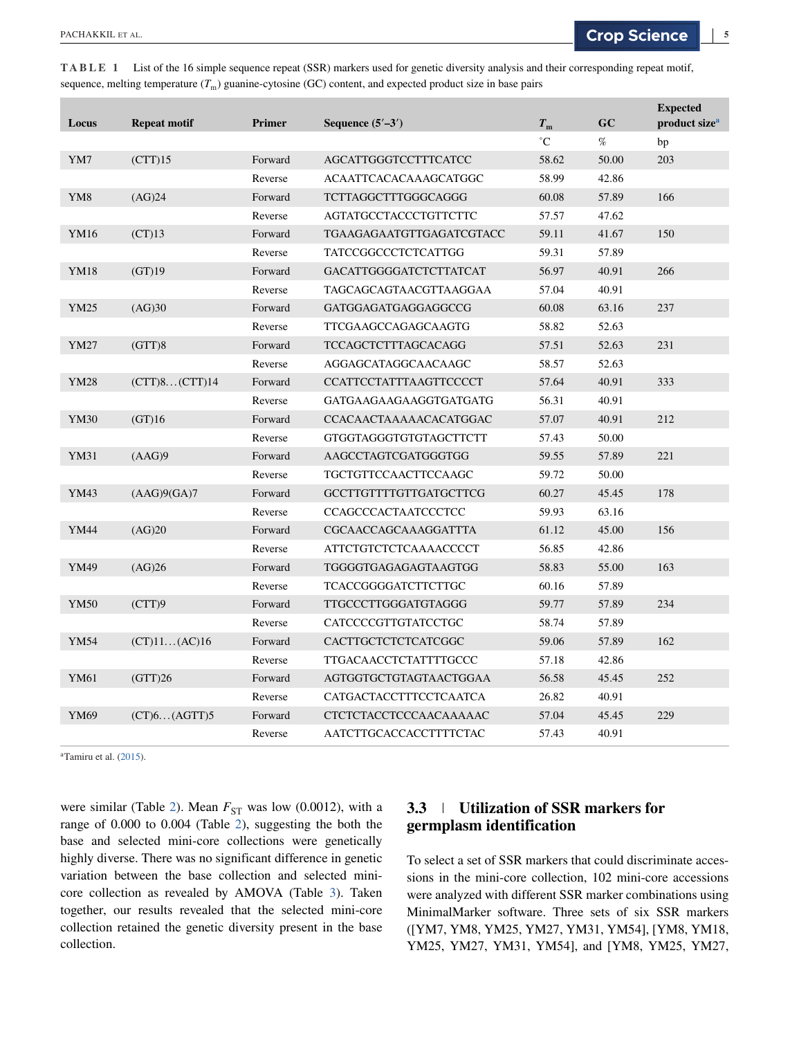**TABLE 1** List of the 16 simple sequence repeat (SSR) markers used for genetic diversity analysis and their corresponding repeat motif, sequence, melting temperature ($T_m$) guanine-cytosine (GC) content, and expected product size in base pairs

| Locus | Repeat motif | Primer | Sequence (5′–3′) | $T_m$ | GC | Expected product size[a] |
|---|---|---|---|---|---|---|
| | | | | ˚C | % | bp |
| YM7 | (CTT)15 | Forward | AGCATTGGGTCCTTTCATCC | 58.62 | 50.00 | 203 |
| | | Reverse | ACAATTCACACAAAGCATGGC | 58.99 | 42.86 | |
| YM8 | (AG)24 | Forward | TCTTAGGCTTTGGGCAGGG | 60.08 | 57.89 | 166 |
| | | Reverse | AGTATGCCTACCCTGTTCTTC | 57.57 | 47.62 | |
| YM16 | (CT)13 | Forward | TGAAGAGAATGTTGAGATCGTACC | 59.11 | 41.67 | 150 |
| | | Reverse | TATCCGGCCCTCTCATTGG | 59.31 | 57.89 | |
| YM18 | (GT)19 | Forward | GACATTGGGGATCTCTTATCAT | 56.97 | 40.91 | 266 |
| | | Reverse | TAGCAGCAGTAACGTTAAGGAA | 57.04 | 40.91 | |
| YM25 | (AG)30 | Forward | GATGGAGATGAGGAGGCCG | 60.08 | 63.16 | 237 |
| | | Reverse | TTCGAAGCCAGAGCAAGTG | 58.82 | 52.63 | |
| YM27 | (GTT)8 | Forward | TCCAGCTCTTTAGCACAGG | 57.51 | 52.63 | 231 |
| | | Reverse | AGGAGCATAGGCAACAAGC | 58.57 | 52.63 | |
| YM28 | (CTT)8…(CTT)14 | Forward | CCATTCCTATTTAAGTTCCCCT | 57.64 | 40.91 | 333 |
| | | Reverse | GATGAAGAAGAAGGTGATGATG | 56.31 | 40.91 | |
| YM30 | (GT)16 | Forward | CCACAACTAAAAACACATGGAC | 57.07 | 40.91 | 212 |
| | | Reverse | GTGGTAGGGTGTGTAGCTTCTT | 57.43 | 50.00 | |
| YM31 | (AAG)9 | Forward | AAGCCTAGTCGATGGGTGG | 59.55 | 57.89 | 221 |
| | | Reverse | TGCTGTTCCAACTTCCAAGC | 59.72 | 50.00 | |
| YM43 | (AAG)9(GA)7 | Forward | GCCTTGTTTTGTTGATGCTTCG | 60.27 | 45.45 | 178 |
| | | Reverse | CCAGCCCACTAATCCCTCC | 59.93 | 63.16 | |
| YM44 | (AG)20 | Forward | CGCAACCAGCAAAGGATTTA | 61.12 | 45.00 | 156 |
| | | Reverse | ATTCTGTCTCTCAAAACCCCT | 56.85 | 42.86 | |
| YM49 | (AG)26 | Forward | TGGGGTGAGAGAGTAAGTGG | 58.83 | 55.00 | 163 |
| | | Reverse | TCACCGGGGATCTTCTTGC | 60.16 | 57.89 | |
| YM50 | (CTT)9 | Forward | TTGCCCTTGGGATGTAGGG | 59.77 | 57.89 | 234 |
| | | Reverse | CATCCCCGTTGTATCCTGC | 58.74 | 57.89 | |
| YM54 | (CT)11…(AC)16 | Forward | CACTTGCTCTCTCATCGGC | 59.06 | 57.89 | 162 |
| | | Reverse | TTGACAACCTCTATTTTGCCC | 57.18 | 42.86 | |
| YM61 | (GTT)26 | Forward | AGTGGTGCTGTAGTAACTGGAA | 56.58 | 45.45 | 252 |
| | | Reverse | CATGACTACCTTTCCTCAATCA | 26.82 | 40.91 | |
| YM69 | (CT)6…(AGTT)5 | Forward | CTCTCTACCTCCCAACAAAAAC | 57.04 | 45.45 | 229 |
| | | Reverse | AATCTTGCACCACCTTTTCTAC | 57.43 | 40.91 | |

[a]Tamiru et al. (2015).

were similar (Table 2). Mean $F_{ST}$ was low (0.0012), with a range of 0.000 to 0.004 (Table 2), suggesting the both the base and selected mini-core collections were genetically highly diverse. There was no significant difference in genetic variation between the base collection and selected mini-core collection as revealed by AMOVA (Table 3). Taken together, our results revealed that the selected mini-core collection retained the genetic diversity present in the base collection.

## 3.3 | Utilization of SSR markers for germplasm identification

To select a set of SSR markers that could discriminate accessions in the mini-core collection, 102 mini-core accessions were analyzed with different SSR marker combinations using MinimalMarker software. Three sets of six SSR markers ([YM7, YM8, YM25, YM27, YM31, YM54], [YM8, YM18, YM25, YM27, YM31, YM54], and [YM8, YM25, YM27,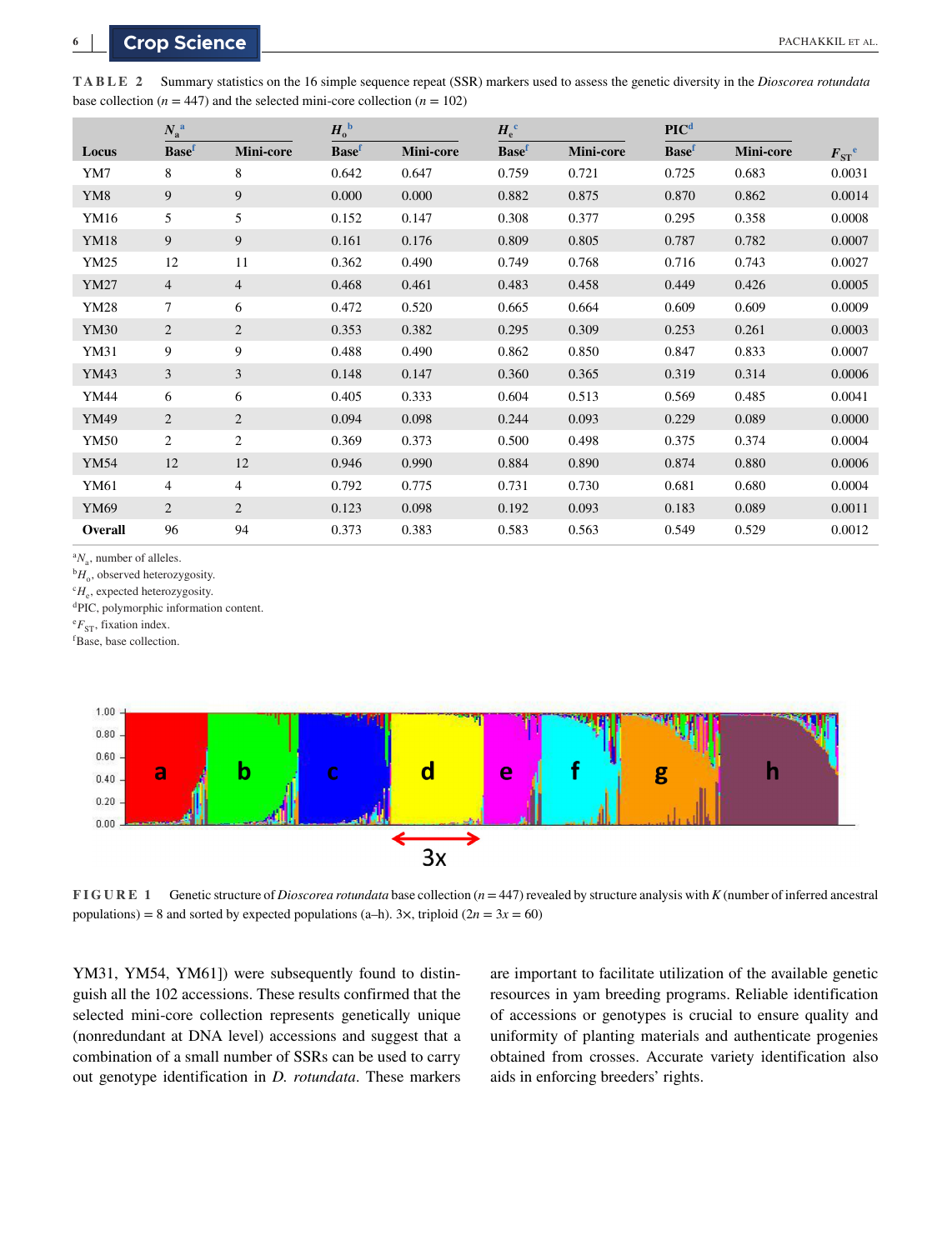**TABLE 2** Summary statistics on the 16 simple sequence repeat (SSR) markers used to assess the genetic diversity in the *Dioscorea rotundata* base collection ($n = 447$) and the selected mini-core collection ($n = 102$)

| Locus | $N_a$[a] | | $H_o$[b] | | $H_e$[c] | | PIC[d] | | $F_{ST}$[e] |
|---|---|---|---|---|---|---|---|---|---|
| | Base[f] | Mini-core | Base[f] | Mini-core | Base[f] | Mini-core | Base[f] | Mini-core | |
| YM7 | 8 | 8 | 0.642 | 0.647 | 0.759 | 0.721 | 0.725 | 0.683 | 0.0031 |
| YM8 | 9 | 9 | 0.000 | 0.000 | 0.882 | 0.875 | 0.870 | 0.862 | 0.0014 |
| YM16 | 5 | 5 | 0.152 | 0.147 | 0.308 | 0.377 | 0.295 | 0.358 | 0.0008 |
| YM18 | 9 | 9 | 0.161 | 0.176 | 0.809 | 0.805 | 0.787 | 0.782 | 0.0007 |
| YM25 | 12 | 11 | 0.362 | 0.490 | 0.749 | 0.768 | 0.716 | 0.743 | 0.0027 |
| YM27 | 4 | 4 | 0.468 | 0.461 | 0.483 | 0.458 | 0.449 | 0.426 | 0.0005 |
| YM28 | 7 | 6 | 0.472 | 0.520 | 0.665 | 0.664 | 0.609 | 0.609 | 0.0009 |
| YM30 | 2 | 2 | 0.353 | 0.382 | 0.295 | 0.309 | 0.253 | 0.261 | 0.0003 |
| YM31 | 9 | 9 | 0.488 | 0.490 | 0.862 | 0.850 | 0.847 | 0.833 | 0.0007 |
| YM43 | 3 | 3 | 0.148 | 0.147 | 0.360 | 0.365 | 0.319 | 0.314 | 0.0006 |
| YM44 | 6 | 6 | 0.405 | 0.333 | 0.604 | 0.513 | 0.569 | 0.485 | 0.0041 |
| YM49 | 2 | 2 | 0.094 | 0.098 | 0.244 | 0.093 | 0.229 | 0.089 | 0.0000 |
| YM50 | 2 | 2 | 0.369 | 0.373 | 0.500 | 0.498 | 0.375 | 0.374 | 0.0004 |
| YM54 | 12 | 12 | 0.946 | 0.990 | 0.884 | 0.890 | 0.874 | 0.880 | 0.0006 |
| YM61 | 4 | 4 | 0.792 | 0.775 | 0.731 | 0.730 | 0.681 | 0.680 | 0.0004 |
| YM69 | 2 | 2 | 0.123 | 0.098 | 0.192 | 0.093 | 0.183 | 0.089 | 0.0011 |
| **Overall** | 96 | 94 | 0.373 | 0.383 | 0.583 | 0.563 | 0.549 | 0.529 | 0.0012 |

[a]$N_a$, number of alleles.
[b]$H_o$, observed heterozygosity.
[c]$H_e$, expected heterozygosity.
[d]PIC, polymorphic information content.
[e]$F_{ST}$, fixation index.
[f]Base, base collection.

**FIGURE 1** Genetic structure of *Dioscorea rotundata* base collection ($n = 447$) revealed by structure analysis with $K$ (number of inferred ancestral populations) = 8 and sorted by expected populations (a–h). 3×, triploid ($2n = 3x = 60$)

YM31, YM54, YM61]) were subsequently found to distinguish all the 102 accessions. These results confirmed that the selected mini-core collection represents genetically unique (nonredundant at DNA level) accessions and suggest that a combination of a small number of SSRs can be used to carry out genotype identification in *D. rotundata*. These markers are important to facilitate utilization of the available genetic resources in yam breeding programs. Reliable identification of accessions or genotypes is crucial to ensure quality and uniformity of planting materials and authenticate progenies obtained from crosses. Accurate variety identification also aids in enforcing breeders' rights.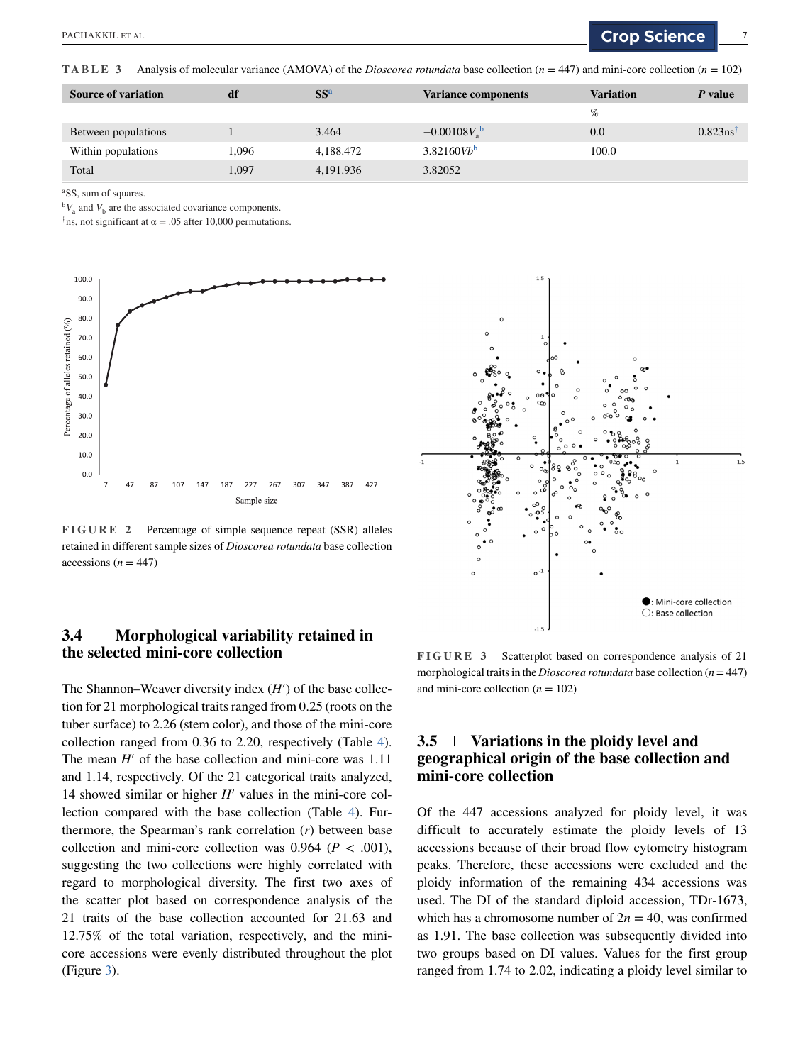**TABLE 3** Analysis of molecular variance (AMOVA) of the *Dioscorea rotundata* base collection ($n = 447$) and mini-core collection ($n = 102$)

| Source of variation | df | SS[a] | Variance components | Variation | *P* value |
|---|---|---|---|---|---|
| | | | | % | |
| Between populations | 1 | 3.464 | $-0.00108V_a$[b] | 0.0 | 0.823ns[†] |
| Within populations | 1,096 | 4,188.472 | $3.82160V_b$[b] | 100.0 | |
| Total | 1,097 | 4,191.936 | 3.82052 | | |

[a]SS, sum of squares.

[b]$V_a$ and $V_b$ are the associated covariance components.

[†]ns, not significant at $\alpha = .05$ after 10,000 permutations.

**FIGURE 2** Percentage of simple sequence repeat (SSR) alleles retained in different sample sizes of *Dioscorea rotundata* base collection accessions ($n = 447$)

**FIGURE 3** Scatterplot based on correspondence analysis of 21 morphological traits in the *Dioscorea rotundata* base collection ($n = 447$) and mini-core collection ($n = 102$)

## 3.4 | Morphological variability retained in the selected mini-core collection

The Shannon–Weaver diversity index ($H'$) of the base collection for 21 morphological traits ranged from 0.25 (roots on the tuber surface) to 2.26 (stem color), and those of the mini-core collection ranged from 0.36 to 2.20, respectively (Table 4). The mean $H'$ of the base collection and mini-core was 1.11 and 1.14, respectively. Of the 21 categorical traits analyzed, 14 showed similar or higher $H'$ values in the mini-core collection compared with the base collection (Table 4). Furthermore, the Spearman's rank correlation ($r$) between base collection and mini-core collection was 0.964 ($P < .001$), suggesting the two collections were highly correlated with regard to morphological diversity. The first two axes of the scatter plot based on correspondence analysis of the 21 traits of the base collection accounted for 21.63 and 12.75% of the total variation, respectively, and the mini-core accessions were evenly distributed throughout the plot (Figure 3).

## 3.5 | Variations in the ploidy level and geographical origin of the base collection and mini-core collection

Of the 447 accessions analyzed for ploidy level, it was difficult to accurately estimate the ploidy levels of 13 accessions because of their broad flow cytometry histogram peaks. Therefore, these accessions were excluded and the ploidy information of the remaining 434 accessions was used. The DI of the standard diploid accession, TDr-1673, which has a chromosome number of $2n = 40$, was confirmed as 1.91. The base collection was subsequently divided into two groups based on DI values. Values for the first group ranged from 1.74 to 2.02, indicating a ploidy level similar to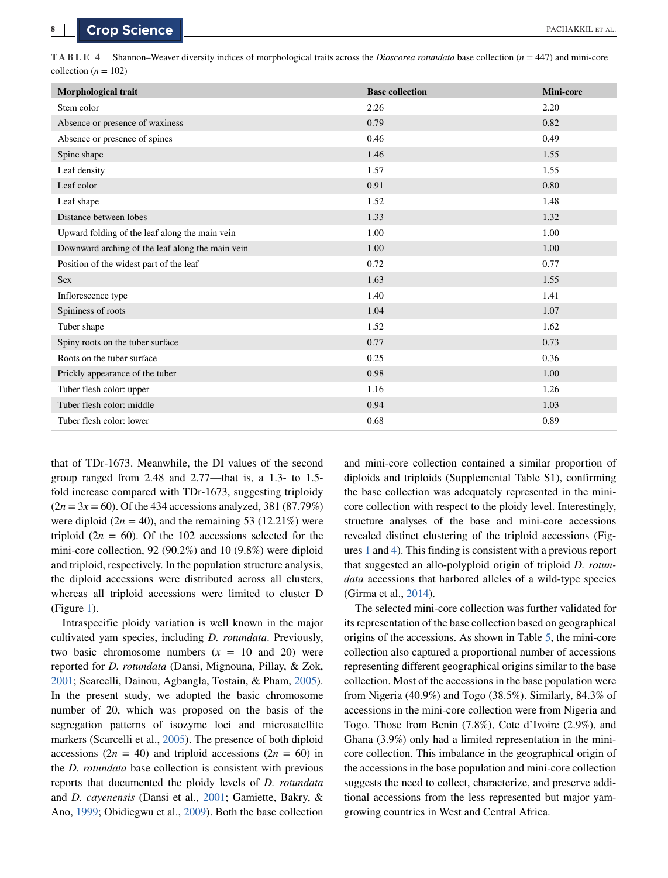**TABLE 4** Shannon–Weaver diversity indices of morphological traits across the *Dioscorea rotundata* base collection ($n$ = 447) and mini-core collection ($n$ = 102)

| Morphological trait | Base collection | Mini-core |
|---|---|---|
| Stem color | 2.26 | 2.20 |
| Absence or presence of waxiness | 0.79 | 0.82 |
| Absence or presence of spines | 0.46 | 0.49 |
| Spine shape | 1.46 | 1.55 |
| Leaf density | 1.57 | 1.55 |
| Leaf color | 0.91 | 0.80 |
| Leaf shape | 1.52 | 1.48 |
| Distance between lobes | 1.33 | 1.32 |
| Upward folding of the leaf along the main vein | 1.00 | 1.00 |
| Downward arching of the leaf along the main vein | 1.00 | 1.00 |
| Position of the widest part of the leaf | 0.72 | 0.77 |
| Sex | 1.63 | 1.55 |
| Inflorescence type | 1.40 | 1.41 |
| Spininess of roots | 1.04 | 1.07 |
| Tuber shape | 1.52 | 1.62 |
| Spiny roots on the tuber surface | 0.77 | 0.73 |
| Roots on the tuber surface | 0.25 | 0.36 |
| Prickly appearance of the tuber | 0.98 | 1.00 |
| Tuber flesh color: upper | 1.16 | 1.26 |
| Tuber flesh color: middle | 0.94 | 1.03 |
| Tuber flesh color: lower | 0.68 | 0.89 |

that of TDr-1673. Meanwhile, the DI values of the second group ranged from 2.48 and 2.77—that is, a 1.3- to 1.5-fold increase compared with TDr-1673, suggesting triploidy ($2n = 3x = 60$). Of the 434 accessions analyzed, 381 (87.79%) were diploid ($2n = 40$), and the remaining 53 (12.21%) were triploid ($2n = 60$). Of the 102 accessions selected for the mini-core collection, 92 (90.2%) and 10 (9.8%) were diploid and triploid, respectively. In the population structure analysis, the diploid accessions were distributed across all clusters, whereas all triploid accessions were limited to cluster D (Figure 1).

Intraspecific ploidy variation is well known in the major cultivated yam species, including *D. rotundata*. Previously, two basic chromosome numbers ($x$ = 10 and 20) were reported for *D. rotundata* (Dansi, Mignouna, Pillay, & Zok, 2001; Scarcelli, Dainou, Agbangla, Tostain, & Pham, 2005). In the present study, we adopted the basic chromosome number of 20, which was proposed on the basis of the segregation patterns of isozyme loci and microsatellite markers (Scarcelli et al., 2005). The presence of both diploid accessions ($2n$ = 40) and triploid accessions ($2n$ = 60) in the *D. rotundata* base collection is consistent with previous reports that documented the ploidy levels of *D. rotundata* and *D. cayenensis* (Dansi et al., 2001; Gamiette, Bakry, & Ano, 1999; Obidiegwu et al., 2009). Both the base collection and mini-core collection contained a similar proportion of diploids and triploids (Supplemental Table S1), confirming the base collection was adequately represented in the mini-core collection with respect to the ploidy level. Interestingly, structure analyses of the base and mini-core accessions revealed distinct clustering of the triploid accessions (Figures 1 and 4). This finding is consistent with a previous report that suggested an allo-polyploid origin of triploid *D. rotundata* accessions that harbored alleles of a wild-type species (Girma et al., 2014).

The selected mini-core collection was further validated for its representation of the base collection based on geographical origins of the accessions. As shown in Table 5, the mini-core collection also captured a proportional number of accessions representing different geographical origins similar to the base collection. Most of the accessions in the base population were from Nigeria (40.9%) and Togo (38.5%). Similarly, 84.3% of accessions in the mini-core collection were from Nigeria and Togo. Those from Benin (7.8%), Cote d'Ivoire (2.9%), and Ghana (3.9%) only had a limited representation in the mini-core collection. This imbalance in the geographical origin of the accessions in the base population and mini-core collection suggests the need to collect, characterize, and preserve additional accessions from the less represented but major yam-growing countries in West and Central Africa.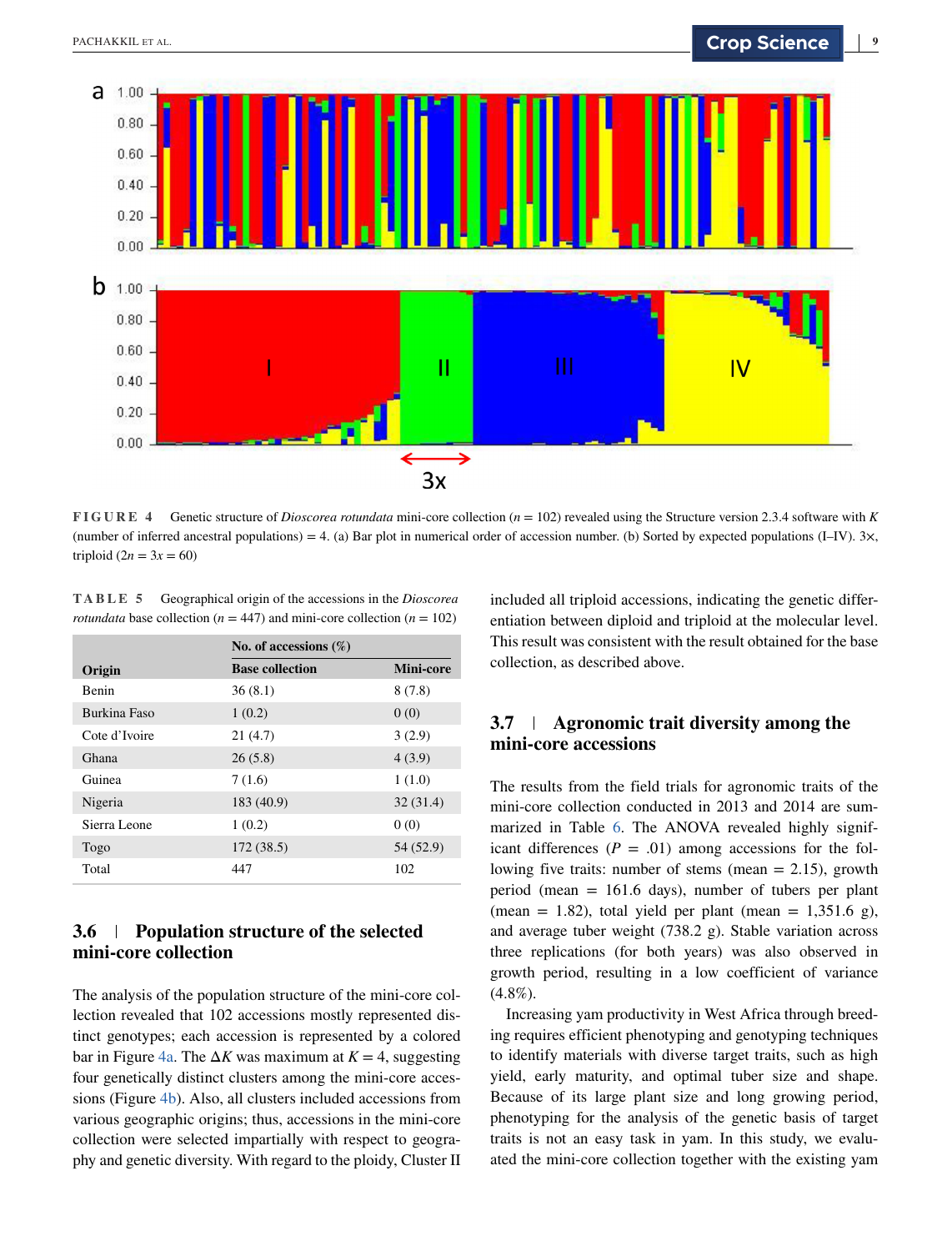**FIGURE 4** Genetic structure of *Dioscorea rotundata* mini-core collection ($n$ = 102) revealed using the Structure version 2.3.4 software with $K$ (number of inferred ancestral populations) = 4. (a) Bar plot in numerical order of accession number. (b) Sorted by expected populations (I–IV). 3×, triploid ($2n = 3x = 60$)

**TABLE 5** Geographical origin of the accessions in the *Dioscorea rotundata* base collection ($n$ = 447) and mini-core collection ($n$ = 102)

| Origin | No. of accessions (%) | |
|---|---|---|
| | Base collection | Mini-core |
| Benin | 36 (8.1) | 8 (7.8) |
| Burkina Faso | 1 (0.2) | 0 (0) |
| Cote d'Ivoire | 21 (4.7) | 3 (2.9) |
| Ghana | 26 (5.8) | 4 (3.9) |
| Guinea | 7 (1.6) | 1 (1.0) |
| Nigeria | 183 (40.9) | 32 (31.4) |
| Sierra Leone | 1 (0.2) | 0 (0) |
| Togo | 172 (38.5) | 54 (52.9) |
| Total | 447 | 102 |

### 3.6 | Population structure of the selected mini-core collection

The analysis of the population structure of the mini-core collection revealed that 102 accessions mostly represented distinct genotypes; each accession is represented by a colored bar in Figure 4a. The $\Delta K$ was maximum at $K = 4$, suggesting four genetically distinct clusters among the mini-core accessions (Figure 4b). Also, all clusters included accessions from various geographic origins; thus, accessions in the mini-core collection were selected impartially with respect to geography and genetic diversity. With regard to the ploidy, Cluster II included all triploid accessions, indicating the genetic differentiation between diploid and triploid at the molecular level. This result was consistent with the result obtained for the base collection, as described above.

### 3.7 | Agronomic trait diversity among the mini-core accessions

The results from the field trials for agronomic traits of the mini-core collection conducted in 2013 and 2014 are summarized in Table 6. The ANOVA revealed highly significant differences ($P$ = .01) among accessions for the following five traits: number of stems (mean = 2.15), growth period (mean = 161.6 days), number of tubers per plant (mean = 1.82), total yield per plant (mean = 1,351.6 g), and average tuber weight (738.2 g). Stable variation across three replications (for both years) was also observed in growth period, resulting in a low coefficient of variance (4.8%).

Increasing yam productivity in West Africa through breeding requires efficient phenotyping and genotyping techniques to identify materials with diverse target traits, such as high yield, early maturity, and optimal tuber size and shape. Because of its large plant size and long growing period, phenotyping for the analysis of the genetic basis of target traits is not an easy task in yam. In this study, we evaluated the mini-core collection together with the existing yam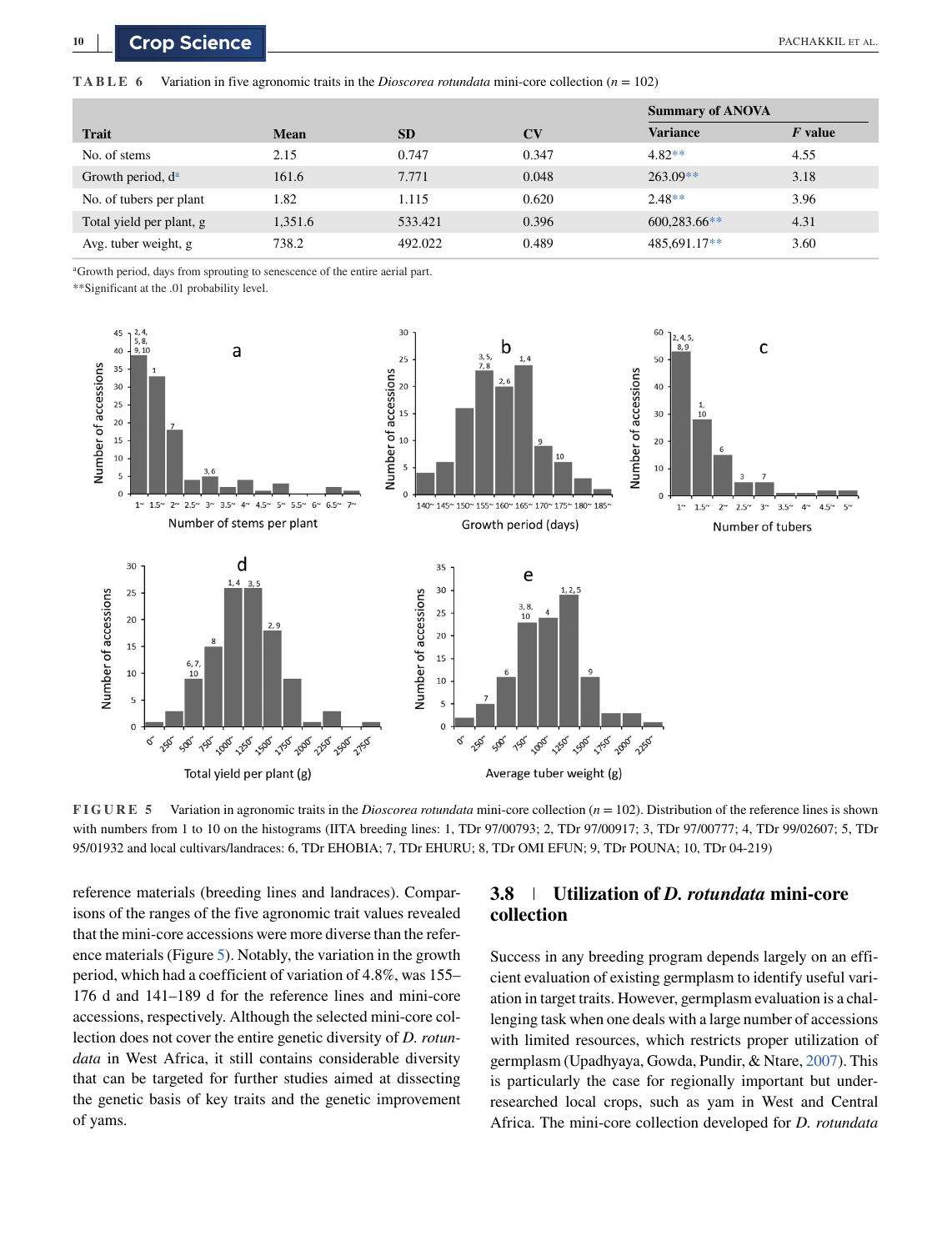**TABLE 6** Variation in five agronomic traits in the *Dioscorea rotundata* mini-core collection ($n = 102$)

| Trait | Mean | SD | CV | Summary of ANOVA | |
|---|---|---|---|---|---|
| | | | | Variance | *F* value |
| No. of stems | 2.15 | 0.747 | 0.347 | 4.82** | 4.55 |
| Growth period, d[a] | 161.6 | 7.771 | 0.048 | 263.09** | 3.18 |
| No. of tubers per plant | 1.82 | 1.115 | 0.620 | 2.48** | 3.96 |
| Total yield per plant, g | 1,351.6 | 533.421 | 0.396 | 600,283.66** | 4.31 |
| Avg. tuber weight, g | 738.2 | 492.022 | 0.489 | 485,691.17** | 3.60 |

[a]Growth period, days from sprouting to senescence of the entire aerial part.

**Significant at the .01 probability level.

**FIGURE 5** Variation in agronomic traits in the *Dioscorea rotundata* mini-core collection ($n = 102$). Distribution of the reference lines is shown with numbers from 1 to 10 on the histograms (IITA breeding lines: 1, TDr 97/00793; 2, TDr 97/00917; 3, TDr 97/00777; 4, TDr 99/02607; 5, TDr 95/01932 and local cultivars/landraces: 6, TDr EHOBIA; 7, TDr EHURU; 8, TDr OMI EFUN; 9, TDr POUNA; 10, TDr 04-219)

reference materials (breeding lines and landraces). Comparisons of the ranges of the five agronomic trait values revealed that the mini-core accessions were more diverse than the reference materials (Figure 5). Notably, the variation in the growth period, which had a coefficient of variation of 4.8%, was 155–176 d and 141–189 d for the reference lines and mini-core accessions, respectively. Although the selected mini-core collection does not cover the entire genetic diversity of *D. rotundata* in West Africa, it still contains considerable diversity that can be targeted for further studies aimed at dissecting the genetic basis of key traits and the genetic improvement of yams.

## 3.8 | Utilization of *D. rotundata* mini-core collection

Success in any breeding program depends largely on an efficient evaluation of existing germplasm to identify useful variation in target traits. However, germplasm evaluation is a challenging task when one deals with a large number of accessions with limited resources, which restricts proper utilization of germplasm (Upadhyaya, Gowda, Pundir, & Ntare, 2007). This is particularly the case for regionally important but under-researched local crops, such as yam in West and Central Africa. The mini-core collection developed for *D. rotundata*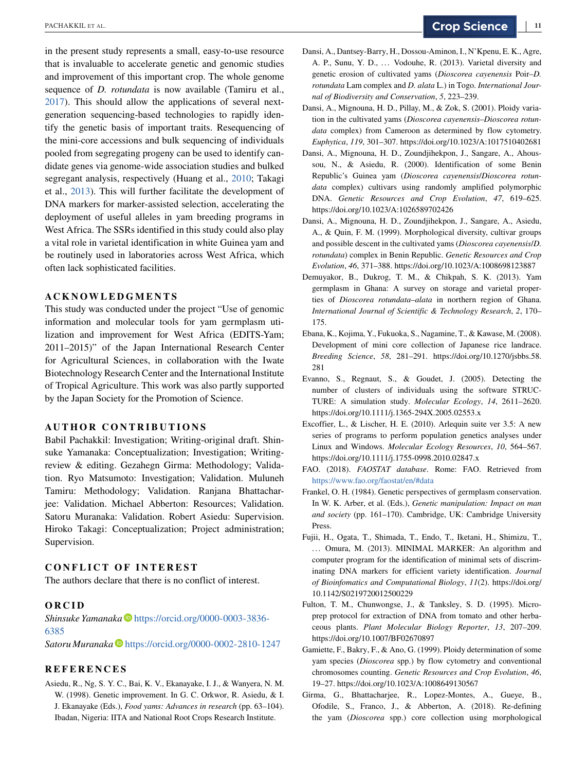in the present study represents a small, easy-to-use resource that is invaluable to accelerate genetic and genomic studies and improvement of this important crop. The whole genome sequence of *D. rotundata* is now available (Tamiru et al., 2017). This should allow the applications of several next-generation sequencing-based technologies to rapidly identify the genetic basis of important traits. Resequencing of the mini-core accessions and bulk sequencing of individuals pooled from segregating progeny can be used to identify candidate genes via genome-wide association studies and bulked segregant analysis, respectively (Huang et al., 2010; Takagi et al., 2013). This will further facilitate the development of DNA markers for marker-assisted selection, accelerating the deployment of useful alleles in yam breeding programs in West Africa. The SSRs identified in this study could also play a vital role in varietal identification in white Guinea yam and be routinely used in laboratories across West Africa, which often lack sophisticated facilities.

## ACKNOWLEDGMENTS

This study was conducted under the project "Use of genomic information and molecular tools for yam germplasm utilization and improvement for West Africa (EDITS-Yam; 2011–2015)" of the Japan International Research Center for Agricultural Sciences, in collaboration with the Iwate Biotechnology Research Center and the International Institute of Tropical Agriculture. This work was also partly supported by the Japan Society for the Promotion of Science.

## AUTHOR CONTRIBUTIONS

Babil Pachakkil: Investigation; Writing-original draft. Shinsuke Yamanaka: Conceptualization; Investigation; Writing-review & editing. Gezahegn Girma: Methodology; Validation. Ryo Matsumoto: Investigation; Validation. Muluneh Tamiru: Methodology; Validation. Ranjana Bhattacharjee: Validation. Michael Abberton: Resources; Validation. Satoru Muranaka: Validation. Robert Asiedu: Supervision. Hiroko Takagi: Conceptualization; Project administration; Supervision.

## CONFLICT OF INTEREST

The authors declare that there is no conflict of interest.

## ORCID

*Shinsuke Yamanaka* https://orcid.org/0000-0003-3836-6385

*Satoru Muranaka* https://orcid.org/0000-0002-2810-1247

## REFERENCES

Asiedu, R., Ng, S. Y. C., Bai, K. V., Ekanayake, I. J., & Wanyera, N. M. W. (1998). Genetic improvement. In G. C. Orkwor, R. Asiedu, & I. J. Ekanayake (Eds.), *Food yams: Advances in research* (pp. 63–104). Ibadan, Nigeria: IITA and National Root Crops Research Institute.

Dansi, A., Dantsey-Barry, H., Dossou-Aminon, I., N'Kpenu, E. K., Agre, A. P., Sunu, Y. D., … Vodouhe, R. (2013). Varietal diversity and genetic erosion of cultivated yams (*Dioscorea cayenensis* Poir–*D. rotundata* Lam complex and *D. alata* L.) in Togo. *International Journal of Biodiversity and Conservation*, *5*, 223–239.

Dansi, A., Mignouna, H. D., Pillay, M., & Zok, S. (2001). Ploidy variation in the cultivated yams (*Dioscorea cayenensis–Dioscorea rotundata* complex) from Cameroon as determined by flow cytometry. *Euphytica*, *119*, 301–307. https://doi.org/10.1023/A:1017510402681

Dansi, A., Mignouna, H. D., Zoundjihekpon, J., Sangare, A., Ahoussou, N., & Asiedu, R. (2000). Identification of some Benin Republic's Guinea yam (*Dioscorea cayenensis/Dioscorea rotundata* complex) cultivars using randomly amplified polymorphic DNA. *Genetic Resources and Crop Evolution*, *47*, 619–625. https://doi.org/10.1023/A:1026589702426

Dansi, A., Mignouna, H. D., Zoundjihekpon, J., Sangare, A., Asiedu, A., & Quin, F. M. (1999). Morphological diversity, cultivar groups and possible descent in the cultivated yams (*Dioscorea cayenensis/D. rotundata*) complex in Benin Republic. *Genetic Resources and Crop Evolution*, *46*, 371–388. https://doi.org/10.1023/A:1008698123887

Demuyakor, B., Dukrog, T. M., & Chikpah, S. K. (2013). Yam germplasm in Ghana: A survey on storage and varietal properties of *Dioscorea rotundata–alata* in northern region of Ghana. *International Journal of Scientific & Technology Research*, *2*, 170–175.

Ebana, K., Kojima, Y., Fukuoka, S., Nagamine, T., & Kawase, M. (2008). Development of mini core collection of Japanese rice landrace. *Breeding Science*, *58*, 281–291. https://doi.org/10.1270/jsbbs.58.281

Evanno, S., Regnaut, S., & Goudet, J. (2005). Detecting the number of clusters of individuals using the software STRUCTURE: A simulation study. *Molecular Ecology*, *14*, 2611–2620. https://doi.org/10.1111/j.1365-294X.2005.02553.x

Excoffier, L., & Lischer, H. E. (2010). Arlequin suite ver 3.5: A new series of programs to perform population genetics analyses under Linux and Windows. *Molecular Ecology Resources*, *10*, 564–567. https://doi.org/10.1111/j.1755-0998.2010.02847.x

FAO. (2018). *FAOSTAT database*. Rome: FAO. Retrieved from https://www.fao.org/faostat/en/#data

Frankel, O. H. (1984). Genetic perspectives of germplasm conservation. In W. K. Arber, et al. (Eds.), *Genetic manipulation: Impact on man and society* (pp. 161–170). Cambridge, UK: Cambridge University Press.

Fujii, H., Ogata, T., Shimada, T., Endo, T., Iketani, H., Shimizu, T., … Omura, M. (2013). MINIMAL MARKER: An algorithm and computer program for the identification of minimal sets of discriminating DNA markers for efficient variety identification. *Journal of Bioinfomatics and Computational Biology*, *11*(2). https://doi.org/10.1142/S0219720012500229

Fulton, T. M., Chunwongse, J., & Tanksley, S. D. (1995). Microprep protocol for extraction of DNA from tomato and other herbaceous plants. *Plant Molecular Biology Reporter*, *13*, 207–209. https://doi.org/10.1007/BF02670897

Gamiette, F., Bakry, F., & Ano, G. (1999). Ploidy determination of some yam species (*Dioscorea* spp.) by flow cytometry and conventional chromosomes counting. *Genetic Resources and Crop Evolution*, *46*, 19–27. https://doi.org/10.1023/A:1008649130567

Girma, G., Bhattacharjee, R., Lopez-Montes, A., Gueye, B., Ofodile, S., Franco, J., & Abberton, A. (2018). Re-defining the yam (*Dioscorea* spp.) core collection using morphological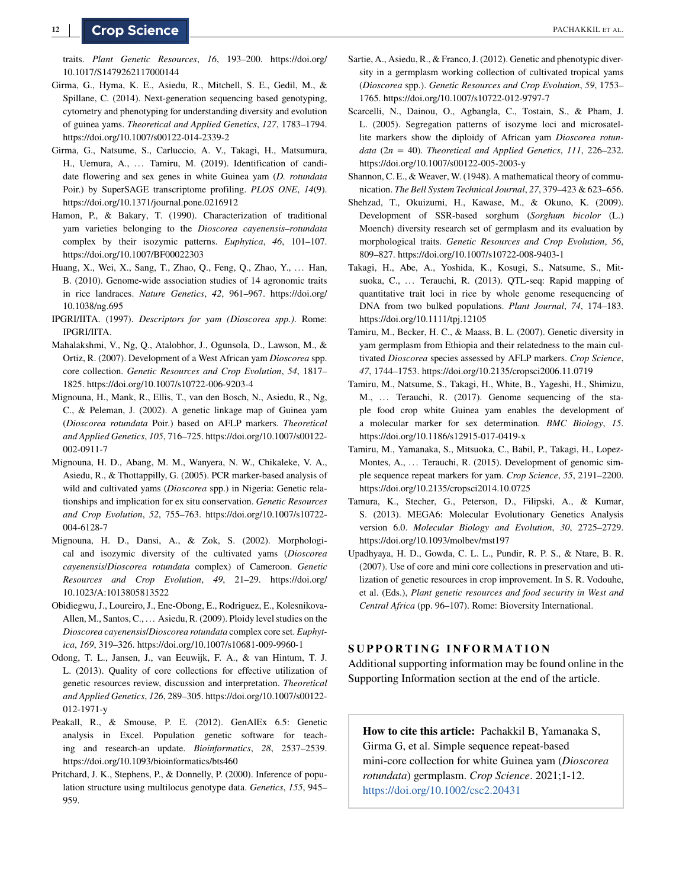traits. *Plant Genetic Resources*, *16*, 193–200. https://doi.org/10.1017/S1479262117000144

Girma, G., Hyma, K. E., Asiedu, R., Mitchell, S. E., Gedil, M., & Spillane, C. (2014). Next-generation sequencing based genotyping, cytometry and phenotyping for understanding diversity and evolution of guinea yams. *Theoretical and Applied Genetics*, *127*, 1783–1794. https://doi.org/10.1007/s00122-014-2339-2

Girma, G., Natsume, S., Carluccio, A. V., Takagi, H., Matsumura, H., Uemura, A., … Tamiru, M. (2019). Identification of candidate flowering and sex genes in white Guinea yam (*D. rotundata* Poir.) by SuperSAGE transcriptome profiling. *PLOS ONE*, *14*(9). https://doi.org/10.1371/journal.pone.0216912

Hamon, P., & Bakary, T. (1990). Characterization of traditional yam varieties belonging to the *Dioscorea cayenensis–rotundata* complex by their isozymic patterns. *Euphytica*, *46*, 101–107. https://doi.org/10.1007/BF00022303

Huang, X., Wei, X., Sang, T., Zhao, Q., Feng, Q., Zhao, Y., … Han, B. (2010). Genome-wide association studies of 14 agronomic traits in rice landraces. *Nature Genetics*, *42*, 961–967. https://doi.org/10.1038/ng.695

IPGRI/IITA. (1997). *Descriptors for yam (Dioscorea spp.)*. Rome: IPGRI/IITA.

Mahalakshmi, V., Ng, Q., Atalobhor, J., Ogunsola, D., Lawson, M., & Ortiz, R. (2007). Development of a West African yam *Dioscorea* spp. core collection. *Genetic Resources and Crop Evolution*, *54*, 1817–1825. https://doi.org/10.1007/s10722-006-9203-4

Mignouna, H., Mank, R., Ellis, T., van den Bosch, N., Asiedu, R., Ng, C., & Peleman, J. (2002). A genetic linkage map of Guinea yam (*Dioscorea rotundata* Poir.) based on AFLP markers. *Theoretical and Applied Genetics*, *105*, 716–725. https://doi.org/10.1007/s00122-002-0911-7

Mignouna, H. D., Abang, M. M., Wanyera, N. W., Chikaleke, V. A., Asiedu, R., & Thottappilly, G. (2005). PCR marker-based analysis of wild and cultivated yams (*Dioscorea* spp.) in Nigeria: Genetic relationships and implication for ex situ conservation. *Genetic Resources and Crop Evolution*, *52*, 755–763. https://doi.org/10.1007/s10722-004-6128-7

Mignouna, H. D., Dansi, A., & Zok, S. (2002). Morphological and isozymic diversity of the cultivated yams (*Dioscorea cayenensis*/*Dioscorea rotundata* complex) of Cameroon. *Genetic Resources and Crop Evolution*, *49*, 21–29. https://doi.org/10.1023/A:1013805813522

Obidiegwu, J., Loureiro, J., Ene-Obong, E., Rodriguez, E., Kolesnikova-Allen, M., Santos, C., … Asiedu, R. (2009). Ploidy level studies on the *Dioscorea cayenensis*/*Dioscorea rotundata* complex core set. *Euphytica*, *169*, 319–326. https://doi.org/10.1007/s10681-009-9960-1

Odong, T. L., Jansen, J., van Eeuwijk, F. A., & van Hintum, T. J. L. (2013). Quality of core collections for effective utilization of genetic resources review, discussion and interpretation. *Theoretical and Applied Genetics*, *126*, 289–305. https://doi.org/10.1007/s00122-012-1971-y

Peakall, R., & Smouse, P. E. (2012). GenAlEx 6.5: Genetic analysis in Excel. Population genetic software for teaching and research-an update. *Bioinformatics*, *28*, 2537–2539. https://doi.org/10.1093/bioinformatics/bts460

Pritchard, J. K., Stephens, P., & Donnelly, P. (2000). Inference of population structure using multilocus genotype data. *Genetics*, *155*, 945–959.

Sartie, A., Asiedu, R., & Franco, J. (2012). Genetic and phenotypic diversity in a germplasm working collection of cultivated tropical yams (*Dioscorea* spp.). *Genetic Resources and Crop Evolution*, *59*, 1753–1765. https://doi.org/10.1007/s10722-012-9797-7

Scarcelli, N., Dainou, O., Agbangla, C., Tostain, S., & Pham, J. L. (2005). Segregation patterns of isozyme loci and microsatellite markers show the diploidy of African yam *Dioscorea rotundata* ($2n = 40$). *Theoretical and Applied Genetics*, *111*, 226–232. https://doi.org/10.1007/s00122-005-2003-y

Shannon, C. E., & Weaver, W. (1948). A mathematical theory of communication. *The Bell System Technical Journal*, *27*, 379–423 & 623–656.

Shehzad, T., Okuizumi, H., Kawase, M., & Okuno, K. (2009). Development of SSR-based sorghum (*Sorghum bicolor* (L.) Moench) diversity research set of germplasm and its evaluation by morphological traits. *Genetic Resources and Crop Evolution*, *56*, 809–827. https://doi.org/10.1007/s10722-008-9403-1

Takagi, H., Abe, A., Yoshida, K., Kosugi, S., Natsume, S., Mitsuoka, C., … Terauchi, R. (2013). QTL-seq: Rapid mapping of quantitative trait loci in rice by whole genome resequencing of DNA from two bulked populations. *Plant Journal*, *74*, 174–183. https://doi.org/10.1111/tpj.12105

Tamiru, M., Becker, H. C., & Maass, B. L. (2007). Genetic diversity in yam germplasm from Ethiopia and their relatedness to the main cultivated *Dioscorea* species assessed by AFLP markers. *Crop Science*, *47*, 1744–1753. https://doi.org/10.2135/cropsci2006.11.0719

Tamiru, M., Natsume, S., Takagi, H., White, B., Yageshi, H., Shimizu, M., … Terauchi, R. (2017). Genome sequencing of the staple food crop white Guinea yam enables the development of a molecular marker for sex determination. *BMC Biology*, *15*. https://doi.org/10.1186/s12915-017-0419-x

Tamiru, M., Yamanaka, S., Mitsuoka, C., Babil, P., Takagi, H., Lopez-Montes, A., … Terauchi, R. (2015). Development of genomic simple sequence repeat markers for yam. *Crop Science*, *55*, 2191–2200. https://doi.org/10.2135/cropsci2014.10.0725

Tamura, K., Stecher, G., Peterson, D., Filipski, A., & Kumar, S. (2013). MEGA6: Molecular Evolutionary Genetics Analysis version 6.0. *Molecular Biology and Evolution*, *30*, 2725–2729. https://doi.org/10.1093/molbev/mst197

Upadhyaya, H. D., Gowda, C. L. L., Pundir, R. P. S., & Ntare, B. R. (2007). Use of core and mini core collections in preservation and utilization of genetic resources in crop improvement. In S. R. Vodouhe, et al. (Eds.), *Plant genetic resources and food security in West and Central Africa* (pp. 96–107). Rome: Bioversity International.

## SUPPORTING INFORMATION

Additional supporting information may be found online in the Supporting Information section at the end of the article.

**How to cite this article:** Pachakkil B, Yamanaka S, Girma G, et al. Simple sequence repeat-based mini-core collection for white Guinea yam (*Dioscorea rotundata*) germplasm. *Crop Science*. 2021;1-12. https://doi.org/10.1002/csc2.20431